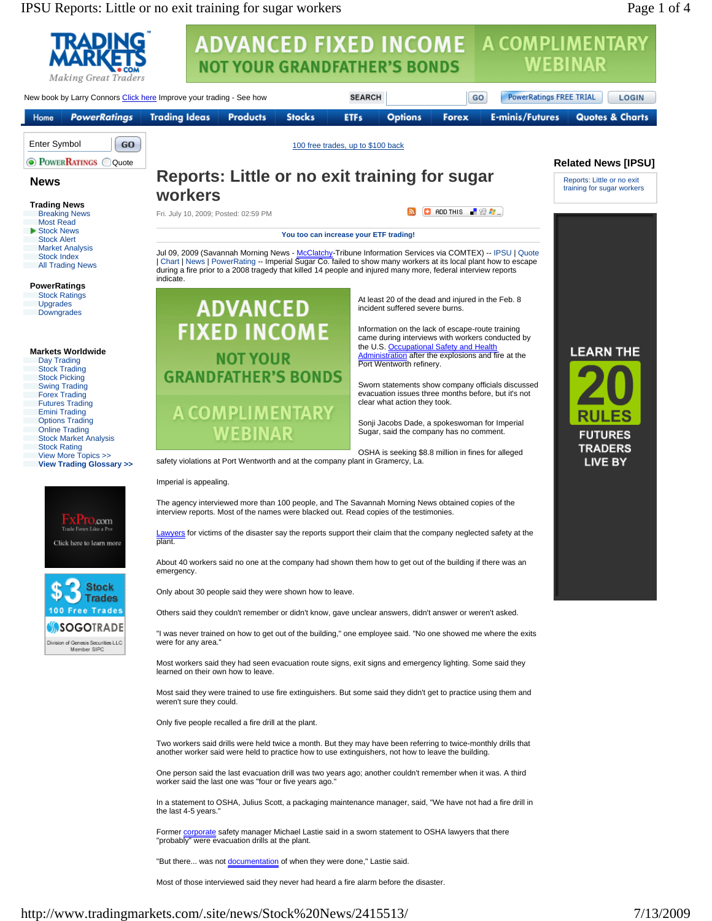# Reports: Little or no exit training for sugar workers

Fri. July 10, 2009; Posted: 02:59 PM

Jul 09, 2009 (Savannah Morning News - McClatchy-Tribune Information Services via COMTEX) -- IPSU | Quote | Chart | News | PowerRating -- Imperial Sugar Co. failed to show many workers at its local plant how to escape during a fire prior to a 2008 tragedy that killed 14 people and injured many more, federal interview reports indicate.

At least 20 of the dead and injured in the Feb. 8 incident suffered severe burns.

Information on the lack of escape-route training came during interviews with workers conducted by the U.S. Occupational Safety and Health Administration after the explosions and fire at the Port Wentworth refinery.

Sworn statements show company officials discussed evacuation issues three months before, but it's not clear what action they took.

Sonji Jacobs Dade, a spokeswoman for Imperial Sugar, said the company has no comment.

OSHA is seeking $8.8 million in fines for alleged safety violations at Port Wentworth and at the company plant in Gramercy, La.

Imperial is appealing.

The agency interviewed more than 100 people, and The Savannah Morning News obtained copies of the interview reports. Most of the names were blacked out. Read copies of the testimonies.

Lawyers for victims of the disaster say the reports support their claim that the company neglected safety at the plant.

About 40 workers said no one at the company had shown them how to get out of the building if there was an emergency.

Only about 30 people said they were shown how to leave.

Others said they couldn't remember or didn't know, gave unclear answers, didn't answer or weren't asked.

"I was never trained on how to get out of the building," one employee said. "No one showed me where the exits were for any area."

Most workers said they had seen evacuation route signs, exit signs and emergency lighting. Some said they learned on their own how to leave.

Most said they were trained to use fire extinguishers. But some said they didn't get to practice using them and weren't sure they could.

Only five people recalled a fire drill at the plant.

Two workers said drills were held twice a month. But they may have been referring to twice-monthly drills that another worker said were held to practice how to use extinguishers, not how to leave the building.

One person said the last evacuation drill was two years ago; another couldn't remember when it was. A third worker said the last one was "four or five years ago."

In a statement to OSHA, Julius Scott, a packaging maintenance manager, said, "We have not had a fire drill in the last 4-5 years."

Former corporate safety manager Michael Lastie said in a sworn statement to OSHA lawyers that there "probably" were evacuation drills at the plant.

"But there... was not documentation of when they were done," Lastie said.

Most of those interviewed said they never had heard a fire alarm before the disaster.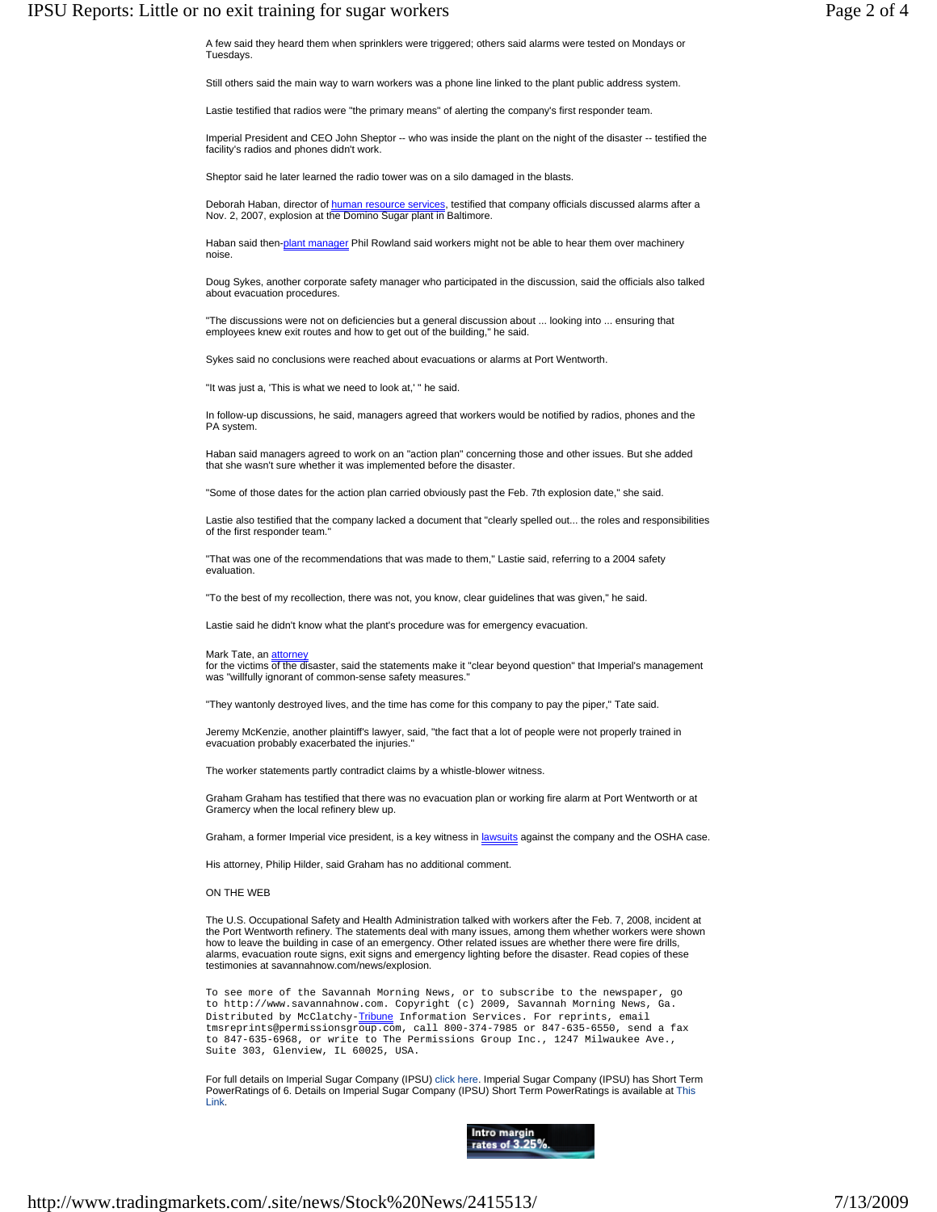A few said they heard them when sprinklers were triggered; others said alarms were tested on Mondays or Tuesdays.

Still others said the main way to warn workers was a phone line linked to the plant public address system.

Lastie testified that radios were "the primary means" of alerting the company's first responder team.

Imperial President and CEO John Sheptor -- who was inside the plant on the night of the disaster -- testified the facility's radios and phones didn't work.

Sheptor said he later learned the radio tower was on a silo damaged in the blasts.

Deborah Haban, director of human resource services, testified that company officials discussed alarms after a Nov. 2, 2007, explosion at the Domino Sugar plant in Baltimore.

Haban said then-plant manager Phil Rowland said workers might not be able to hear them over machinery noise.

Doug Sykes, another corporate safety manager who participated in the discussion, said the officials also talked about evacuation procedures.

"The discussions were not on deficiencies but a general discussion about ... looking into ... ensuring that employees knew exit routes and how to get out of the building," he said.

Sykes said no conclusions were reached about evacuations or alarms at Port Wentworth.

"It was just a, 'This is what we need to look at,' " he said.

In follow-up discussions, he said, managers agreed that workers would be notified by radios, phones and the PA system.

Haban said managers agreed to work on an "action plan" concerning those and other issues. But she added that she wasn't sure whether it was implemented before the disaster.

"Some of those dates for the action plan carried obviously past the Feb. 7th explosion date," she said.

Lastie also testified that the company lacked a document that "clearly spelled out... the roles and responsibilities of the first responder team."

"That was one of the recommendations that was made to them," Lastie said, referring to a 2004 safety evaluation.

"To the best of my recollection, there was not, you know, clear guidelines that was given," he said.

Lastie said he didn't know what the plant's procedure was for emergency evacuation.

Mark Tate, an attorney for the victims of the disaster, said the statements make it "clear beyond question" that Imperial's management was "willfully ignorant of common-sense safety measures."

"They wantonly destroyed lives, and the time has come for this company to pay the piper," Tate said.

Jeremy McKenzie, another plaintiff's lawyer, said, "the fact that a lot of people were not properly trained in evacuation probably exacerbated the injuries."

The worker statements partly contradict claims by a whistle-blower witness.

Graham Graham has testified that there was no evacuation plan or working fire alarm at Port Wentworth or at Gramercy when the local refinery blew up.

Graham, a former Imperial vice president, is a key witness in lawsuits against the company and the OSHA case.

His attorney, Philip Hilder, said Graham has no additional comment.

ON THE WEB

The U.S. Occupational Safety and Health Administration talked with workers after the Feb. 7, 2008, incident at the Port Wentworth refinery. The statements deal with many issues, among them whether workers were shown how to leave the building in case of an emergency. Other related issues are whether there were fire drills, alarms, evacuation route signs, exit signs and emergency lighting before the disaster. Read copies of these testimonies at savannahnow.com/news/explosion.

To see more of the Savannah Morning News, or to subscribe to the newspaper, go to http://www.savannahnow.com. Copyright (c) 2009, Savannah Morning News, Ga. Distributed by McClatchy-Tribune Information Services. For reprints, email tmsreprints@permissionsgroup.com, call 800-374-7985 or 847-635-6550, send a fax to 847-635-6968, or write to The Permissions Group Inc., 1247 Milwaukee Ave., Suite 303, Glenview, IL 60025, USA.

For full details on Imperial Sugar Company (IPSU) click here. Imperial Sugar Company (IPSU) has Short Term PowerRatings of 6. Details on Imperial Sugar Company (IPSU) Short Term PowerRatings is available at This Link.

Intro margin rates of 3.25%.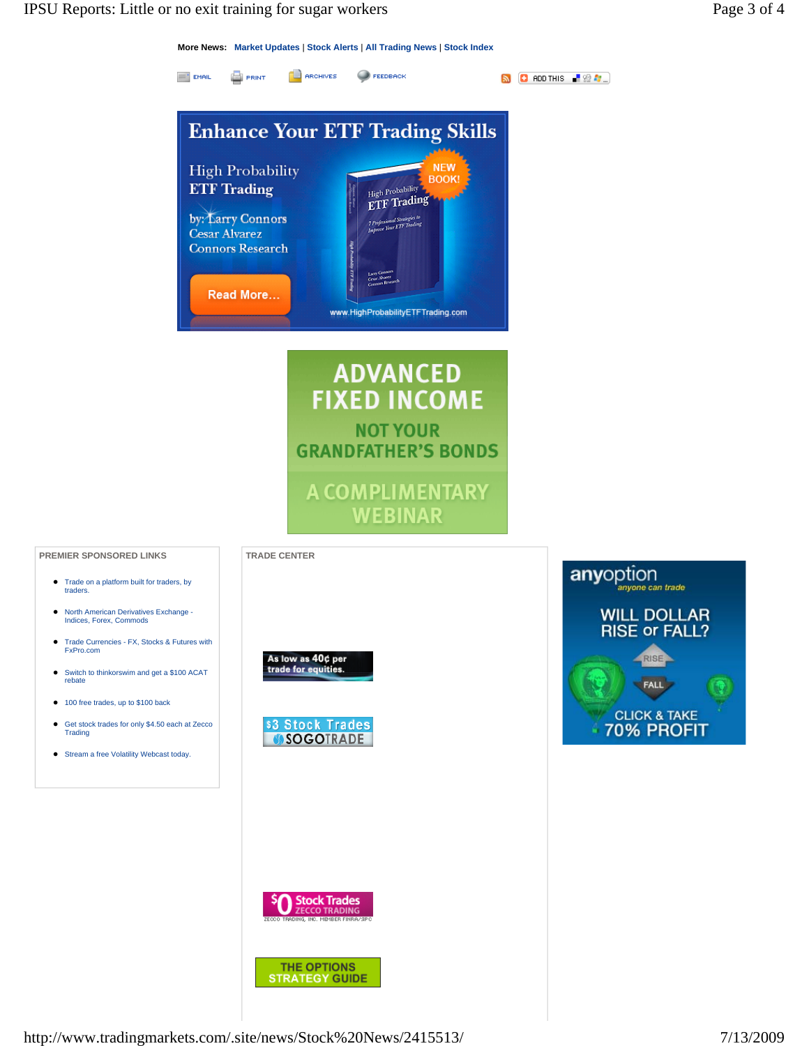More News: Market Updates | Stock Alerts | All Trading News | Stock Index

EMAIL PRINT ARCHIVES FEEDBACK

ADD THIS

**Enhance Your ETF Trading Skills**

High Probability ETF Trading

by: Larry Connors
Cesar Alvarez
Connors Research

NEW BOOK!

Read More...

www.HighProbabilityETFTrading.com

**ADVANCED FIXED INCOME**

NOT YOUR GRANDFATHER'S BONDS

A COMPLIMENTARY WEBINAR

### PREMIER SPONSORED LINKS

- Trade on a platform built for traders, by traders.
- North American Derivatives Exchange - Indices, Forex, Commods
- Trade Currencies - FX, Stocks & Futures with FxPro.com
- Switch to thinkorswim and get a $100 ACAT rebate
- 100 free trades, up to $100 back
- Get stock trades for only $4.50 each at Zecco Trading
- Stream a free Volatility Webcast today.

### TRADE CENTER

As low as 40¢ per trade for equities.

$3 Stock Trades SOGOTRADE

$0 Stock Trades ZECCO TRADING
ZECCO TRADING, INC. MEMBER FINRA/SIPC

THE OPTIONS STRATEGY GUIDE

anyoption
anyone can trade

WILL DOLLAR RISE or FALL?

RISE

FALL

CLICK & TAKE 70% PROFIT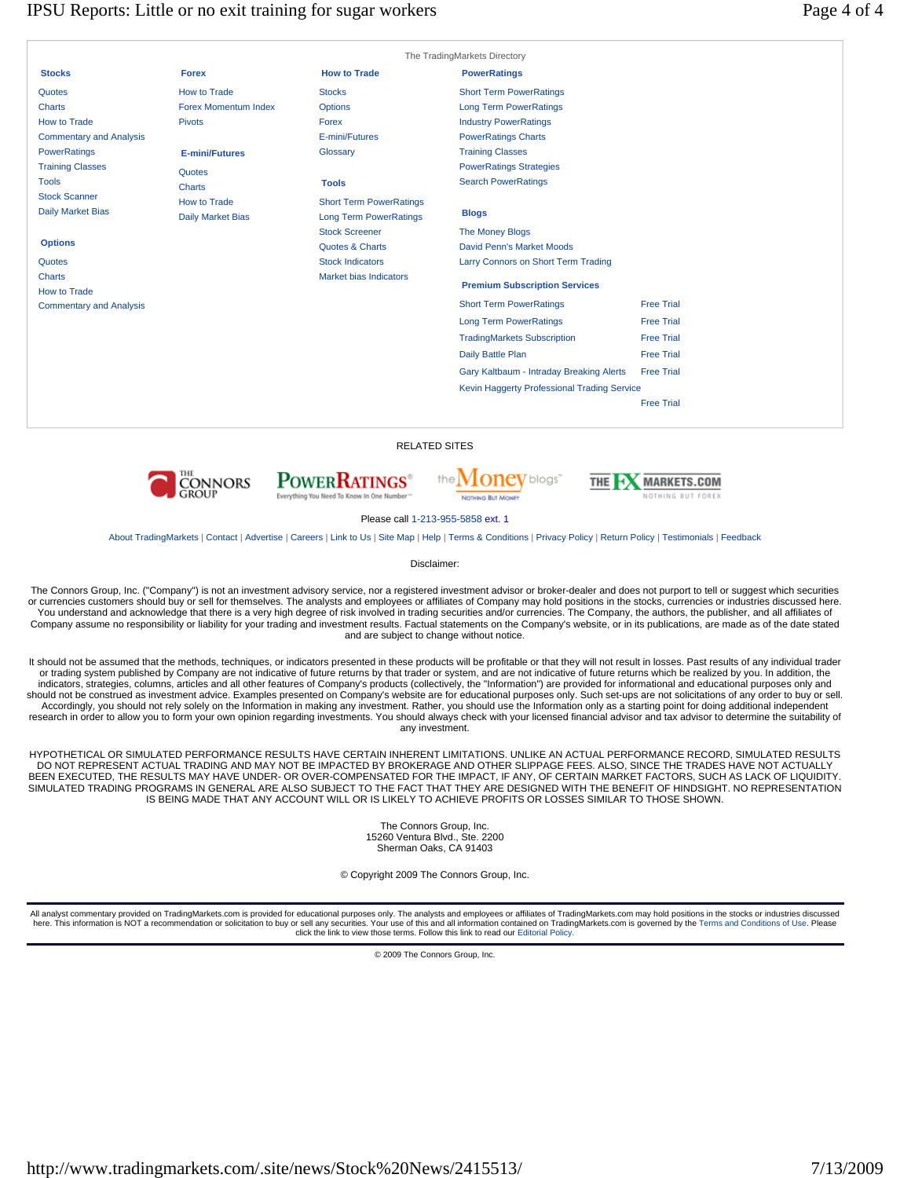The TradingMarkets Directory

**Stocks**

- Quotes
- Charts
- How to Trade
- Commentary and Analysis
- PowerRatings
- Training Classes
- Tools
- Stock Scanner
- Daily Market Bias

**Options**

- Quotes
- Charts
- How to Trade
- Commentary and Analysis

**Forex**

- How to Trade
- Forex Momentum Index
- Pivots

**E-mini/Futures**

- Quotes
- Charts
- How to Trade
- Daily Market Bias

**How to Trade**

- Stocks
- Options
- Forex
- E-mini/Futures
- Glossary

**Tools**

- Short Term PowerRatings
- Long Term PowerRatings
- Stock Screener
- Quotes & Charts
- Stock Indicators
- Market bias Indicators

**PowerRatings**

- Short Term PowerRatings
- Long Term PowerRatings
- Industry PowerRatings
- PowerRatings Charts
- Training Classes
- PowerRatings Strategies
- Search PowerRatings

**Blogs**

- The Money Blogs
- David Penn's Market Moods
- Larry Connors on Short Term Trading

**Premium Subscription Services**

| | |
|---|---|
| Short Term PowerRatings | Free Trial |
| Long Term PowerRatings | Free Trial |
| TradingMarkets Subscription | Free Trial |
| Daily Battle Plan | Free Trial |
| Gary Kaltbaum - Intraday Breaking Alerts | Free Trial |
| Kevin Haggerty Professional Trading Service | Free Trial |

RELATED SITES

THE CONNORS GROUP | POWERRATINGS® Everything You Need To Know In One Number™ | the Money blogs™ Nothing But Money | THE FX MARKETS.COM NOTHING BUT FOREX

Please call 1-213-955-5858 ext. 1

About TradingMarkets | Contact | Advertise | Careers | Link to Us | Site Map | Help | Terms & Conditions | Privacy Policy | Return Policy | Testimonials | Feedback

Disclaimer:

The Connors Group, Inc. ("Company") is not an investment advisory service, nor a registered investment advisor or broker-dealer and does not purport to tell or suggest which securities or currencies customers should buy or sell for themselves. The analysts and employees or affiliates of Company may hold positions in the stocks, currencies or industries discussed here. You understand and acknowledge that there is a very high degree of risk involved in trading securities and/or currencies. The Company, the authors, the publisher, and all affiliates of Company assume no responsibility or liability for your trading and investment results. Factual statements on the Company's website, or in its publications, are made as of the date stated and are subject to change without notice.

It should not be assumed that the methods, techniques, or indicators presented in these products will be profitable or that they will not result in losses. Past results of any individual trader or trading system published by Company are not indicative of future returns by that trader or system, and are not indicative of future returns which be realized by you. In addition, the indicators, strategies, columns, articles and all other features of Company's products (collectively, the "Information") are provided for informational and educational purposes only and should not be construed as investment advice. Examples presented on Company's website are for educational purposes only. Such set-ups are not solicitations of any order to buy or sell. Accordingly, you should not rely solely on the Information in making any investment. Rather, you should use the Information only as a starting point for doing additional independent research in order to allow you to form your own opinion regarding investments. You should always check with your licensed financial advisor and tax advisor to determine the suitability of any investment.

HYPOTHETICAL OR SIMULATED PERFORMANCE RESULTS HAVE CERTAIN INHERENT LIMITATIONS. UNLIKE AN ACTUAL PERFORMANCE RECORD, SIMULATED RESULTS DO NOT REPRESENT ACTUAL TRADING AND MAY NOT BE IMPACTED BY BROKERAGE AND OTHER SLIPPAGE FEES. ALSO, SINCE THE TRADES HAVE NOT ACTUALLY BEEN EXECUTED, THE RESULTS MAY HAVE UNDER- OR OVER-COMPENSATED FOR THE IMPACT, IF ANY, OF CERTAIN MARKET FACTORS, SUCH AS LACK OF LIQUIDITY. SIMULATED TRADING PROGRAMS IN GENERAL ARE ALSO SUBJECT TO THE FACT THAT THEY ARE DESIGNED WITH THE BENEFIT OF HINDSIGHT. NO REPRESENTATION IS BEING MADE THAT ANY ACCOUNT WILL OR IS LIKELY TO ACHIEVE PROFITS OR LOSSES SIMILAR TO THOSE SHOWN.

The Connors Group, Inc.
15260 Ventura Blvd., Ste. 2200
Sherman Oaks, CA 91403

© Copyright 2009 The Connors Group, Inc.

---

All analyst commentary provided on TradingMarkets.com is provided for educational purposes only. The analysts and employees or affiliates of TradingMarkets.com may hold positions in the stocks or industries discussed here. This information is NOT a recommendation or solicitation to buy or sell any securities. Your use of this and all information contained on TradingMarkets.com is governed by the Terms and Conditions of Use. Please click the link to view those terms. Follow this link to read our Editorial Policy.

---

© 2009 The Connors Group, Inc.